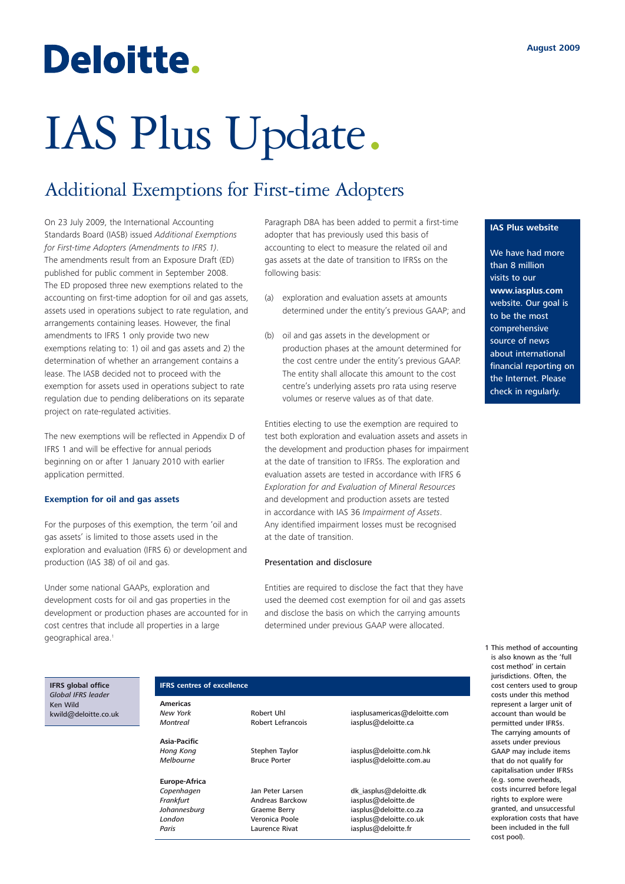Deloitte.

August 2009

# IAS Plus Update.

## Additional Exemptions for First-time Adopters

On 23 July 2009, the International Accounting Standards Board (IASB) issued *Additional Exemptions for First-time Adopters (Amendments to IFRS 1)*. The amendments result from an Exposure Draft (ED) published for public comment in September 2008. The ED proposed three new exemptions related to the accounting on first-time adoption for oil and gas assets, assets used in operations subject to rate regulation, and arrangements containing leases. However, the final amendments to IFRS 1 only provide two new exemptions relating to: 1) oil and gas assets and 2) the determination of whether an arrangement contains a lease. The IASB decided not to proceed with the exemption for assets used in operations subject to rate regulation due to pending deliberations on its separate project on rate-regulated activities.

The new exemptions will be reflected in Appendix D of IFRS 1 and will be effective for annual periods beginning on or after 1 January 2010 with earlier application permitted.

### Exemption for oil and gas assets

For the purposes of this exemption, the term 'oil and gas assets' is limited to those assets used in the exploration and evaluation (IFRS 6) or development and production (IAS 38) of oil and gas.

Under some national GAAPs, exploration and development costs for oil and gas properties in the development or production phases are accounted for in cost centres that include all properties in a large geographical area.[1]

Paragraph D8A has been added to permit a first-time adopter that has previously used this basis of accounting to elect to measure the related oil and gas assets at the date of transition to IFRSs on the following basis:

(a) exploration and evaluation assets at amounts determined under the entity's previous GAAP; and

(b) oil and gas assets in the development or production phases at the amount determined for the cost centre under the entity's previous GAAP. The entity shall allocate this amount to the cost centre's underlying assets pro rata using reserve volumes or reserve values as of that date.

Entities electing to use the exemption are required to test both exploration and evaluation assets and assets in the development and production phases for impairment at the date of transition to IFRSs. The exploration and evaluation assets are tested in accordance with IFRS 6 *Exploration for and Evaluation of Mineral Resources* and development and production assets are tested in accordance with IAS 36 *Impairment of Assets*. Any identified impairment losses must be recognised at the date of transition.

#### Presentation and disclosure

Entities are required to disclose the fact that they have used the deemed cost exemption for oil and gas assets and disclose the basis on which the carrying amounts determined under previous GAAP were allocated.

**IAS Plus website**

We have had more than 8 million visits to our **www.iasplus.com** website. Our goal is to be the most comprehensive source of news about international financial reporting on the Internet. Please check in regularly.

[1] This method of accounting is also known as the 'full cost method' in certain jurisdictions. Often, the cost centers used to group costs under this method represent a larger unit of account than would be permitted under IFRSs. The carrying amounts of assets under previous GAAP may include items that do not qualify for capitalisation under IFRSs (e.g. some overheads, costs incurred before legal rights to explore were granted, and unsuccessful exploration costs that have been included in the full cost pool).

**IFRS global office**
*Global IFRS leader*
Ken Wild
kwild@deloitte.co.uk

**IFRS centres of excellence**

| | | |
|---|---|---|
| **Americas** | | |
| *New York* | Robert Uhl | iasplusamericas@deloitte.com |
| *Montreal* | Robert Lefrancois | iasplus@deloitte.ca |
| **Asia-Pacific** | | |
| *Hong Kong* | Stephen Taylor | iasplus@deloitte.com.hk |
| *Melbourne* | Bruce Porter | iasplus@deloitte.com.au |
| **Europe-Africa** | | |
| *Copenhagen* | Jan Peter Larsen | dk_iasplus@deloitte.dk |
| *Frankfurt* | Andreas Barckow | iasplus@deloitte.de |
| *Johannesburg* | Graeme Berry | iasplus@deloitte.co.za |
| *London* | Veronica Poole | iasplus@deloitte.co.uk |
| *Paris* | Laurence Rivat | iasplus@deloitte.fr |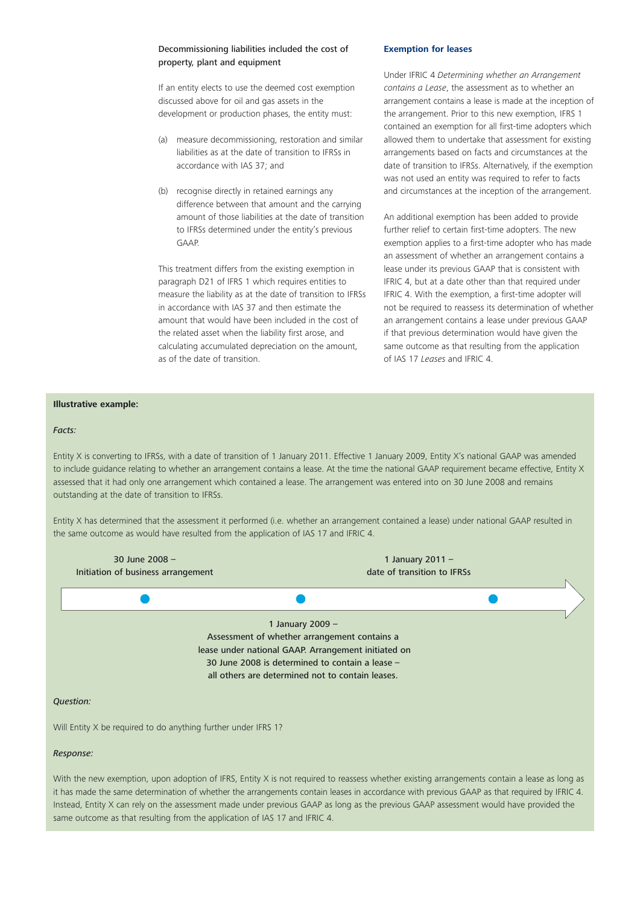### Decommissioning liabilities included the cost of property, plant and equipment

If an entity elects to use the deemed cost exemption discussed above for oil and gas assets in the development or production phases, the entity must:

(a) measure decommissioning, restoration and similar liabilities as at the date of transition to IFRSs in accordance with IAS 37; and

(b) recognise directly in retained earnings any difference between that amount and the carrying amount of those liabilities at the date of transition to IFRSs determined under the entity's previous GAAP.

This treatment differs from the existing exemption in paragraph D21 of IFRS 1 which requires entities to measure the liability as at the date of transition to IFRSs in accordance with IAS 37 and then estimate the amount that would have been included in the cost of the related asset when the liability first arose, and calculating accumulated depreciation on the amount, as of the date of transition.

### Exemption for leases

Under IFRIC 4 *Determining whether an Arrangement contains a Lease*, the assessment as to whether an arrangement contains a lease is made at the inception of the arrangement. Prior to this new exemption, IFRS 1 contained an exemption for all first-time adopters which allowed them to undertake that assessment for existing arrangements based on facts and circumstances at the date of transition to IFRSs. Alternatively, if the exemption was not used an entity was required to refer to facts and circumstances at the inception of the arrangement.

An additional exemption has been added to provide further relief to certain first-time adopters. The new exemption applies to a first-time adopter who has made an assessment of whether an arrangement contains a lease under its previous GAAP that is consistent with IFRIC 4, but at a date other than that required under IFRIC 4. With the exemption, a first-time adopter will not be required to reassess its determination of whether an arrangement contains a lease under previous GAAP if that previous determination would have given the same outcome as that resulting from the application of IAS 17 *Leases* and IFRIC 4.

**Illustrative example:**

*Facts:*

Entity X is converting to IFRSs, with a date of transition of 1 January 2011. Effective 1 January 2009, Entity X's national GAAP was amended to include guidance relating to whether an arrangement contains a lease. At the time the national GAAP requirement became effective, Entity X assessed that it had only one arrangement which contained a lease. The arrangement was entered into on 30 June 2008 and remains outstanding at the date of transition to IFRSs.

Entity X has determined that the assessment it performed (i.e. whether an arrangement contained a lease) under national GAAP resulted in the same outcome as would have resulted from the application of IAS 17 and IFRIC 4.

30 June 2008 – Initiation of business arrangement

1 January 2009 – Assessment of whether arrangement contains a lease under national GAAP. Arrangement initiated on 30 June 2008 is determined to contain a lease – all others are determined not to contain leases.

1 January 2011 – date of transition to IFRSs

*Question:*

Will Entity X be required to do anything further under IFRS 1?

*Response:*

With the new exemption, upon adoption of IFRS, Entity X is not required to reassess whether existing arrangements contain a lease as long as it has made the same determination of whether the arrangements contain leases in accordance with previous GAAP as that required by IFRIC 4. Instead, Entity X can rely on the assessment made under previous GAAP as long as the previous GAAP assessment would have provided the same outcome as that resulting from the application of IAS 17 and IFRIC 4.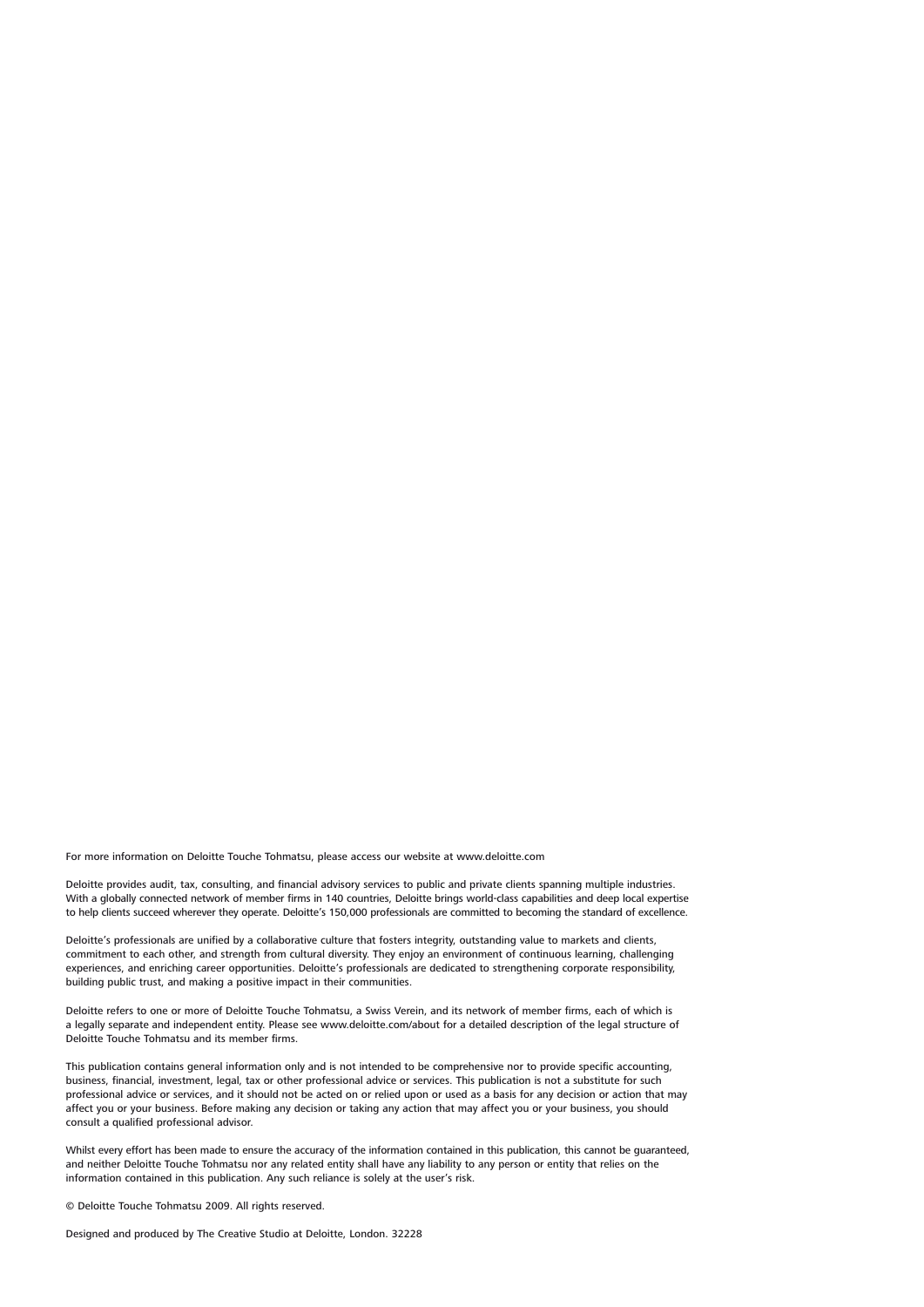For more information on Deloitte Touche Tohmatsu, please access our website at www.deloitte.com

Deloitte provides audit, tax, consulting, and financial advisory services to public and private clients spanning multiple industries. With a globally connected network of member firms in 140 countries, Deloitte brings world-class capabilities and deep local expertise to help clients succeed wherever they operate. Deloitte's 150,000 professionals are committed to becoming the standard of excellence.

Deloitte's professionals are unified by a collaborative culture that fosters integrity, outstanding value to markets and clients, commitment to each other, and strength from cultural diversity. They enjoy an environment of continuous learning, challenging experiences, and enriching career opportunities. Deloitte's professionals are dedicated to strengthening corporate responsibility, building public trust, and making a positive impact in their communities.

Deloitte refers to one or more of Deloitte Touche Tohmatsu, a Swiss Verein, and its network of member firms, each of which is a legally separate and independent entity. Please see www.deloitte.com/about for a detailed description of the legal structure of Deloitte Touche Tohmatsu and its member firms.

This publication contains general information only and is not intended to be comprehensive nor to provide specific accounting, business, financial, investment, legal, tax or other professional advice or services. This publication is not a substitute for such professional advice or services, and it should not be acted on or relied upon or used as a basis for any decision or action that may affect you or your business. Before making any decision or taking any action that may affect you or your business, you should consult a qualified professional advisor.

Whilst every effort has been made to ensure the accuracy of the information contained in this publication, this cannot be guaranteed, and neither Deloitte Touche Tohmatsu nor any related entity shall have any liability to any person or entity that relies on the information contained in this publication. Any such reliance is solely at the user's risk.

© Deloitte Touche Tohmatsu 2009. All rights reserved.

Designed and produced by The Creative Studio at Deloitte, London. 32228